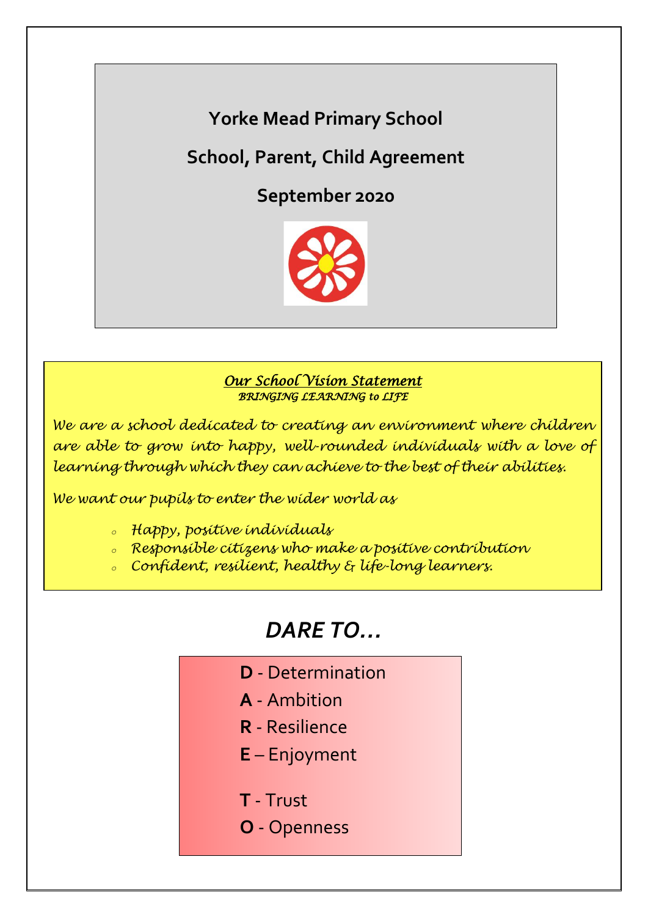# Yorke Mead Primary School

## School, Parent, Child Agreement

## September 2020

***Our School Vision Statement***

*BRINGING LEARNING to LIFE*

*We are a school dedicated to creating an environment where children are able to grow into happy, well-rounded individuals with a love of learning through which they can achieve to the best of their abilities.*

*We want our pupils to enter the wider world as*

- *Happy, positive individuals*
- *Responsible citizens who make a positive contribution*
- *Confident, resilient, healthy & life-long learners.*

## *DARE TO…*

**D** - Determination

**A** - Ambition

**R** - Resilience

**E** – Enjoyment

**T** - Trust

**O** - Openness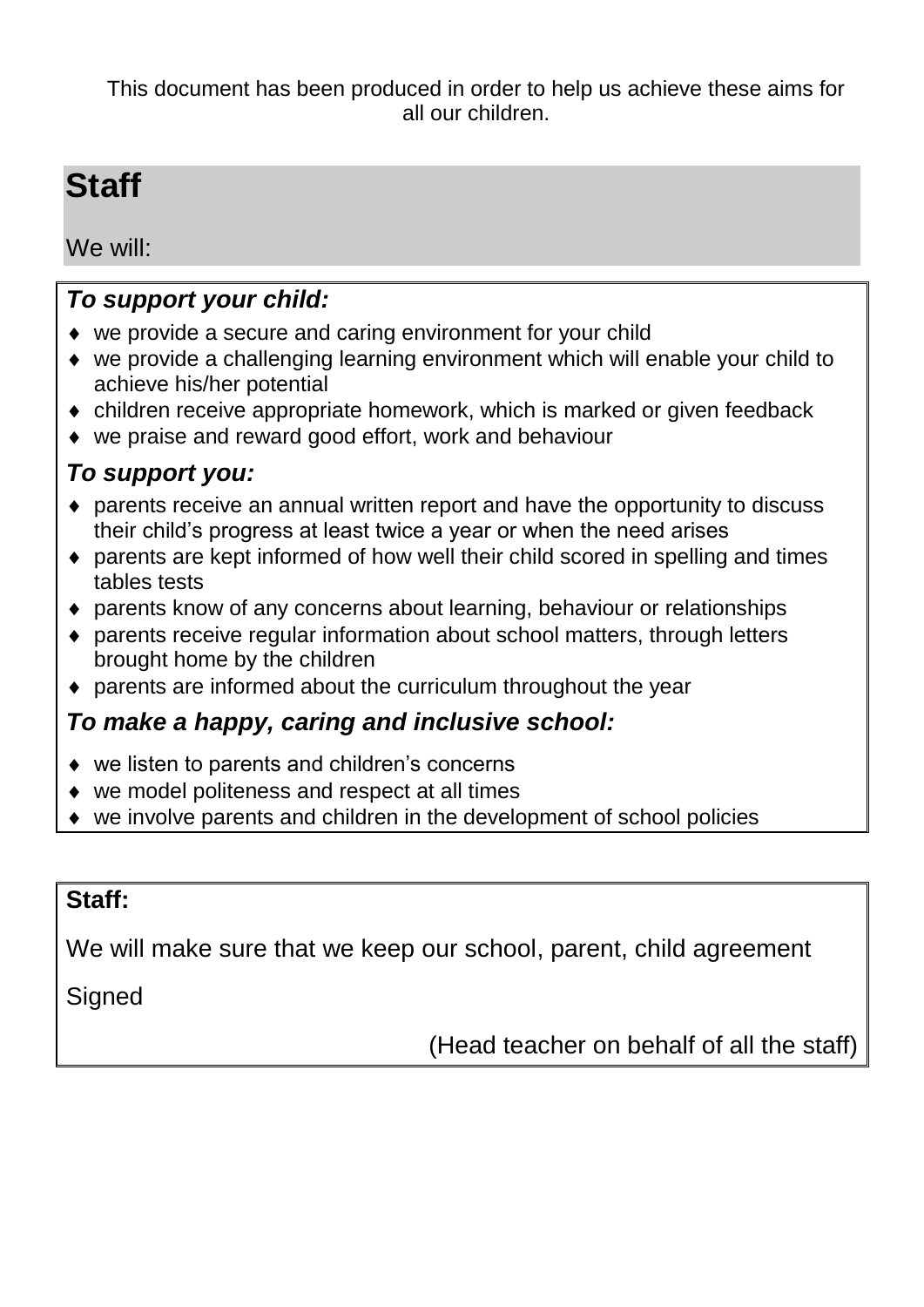This document has been produced in order to help us achieve these aims for all our children.

## Staff

We will:

### *To support your child:*

- we provide a secure and caring environment for your child
- we provide a challenging learning environment which will enable your child to achieve his/her potential
- children receive appropriate homework, which is marked or given feedback
- we praise and reward good effort, work and behaviour

### *To support you:*

- parents receive an annual written report and have the opportunity to discuss their child's progress at least twice a year or when the need arises
- parents are kept informed of how well their child scored in spelling and times tables tests
- parents know of any concerns about learning, behaviour or relationships
- parents receive regular information about school matters, through letters brought home by the children
- parents are informed about the curriculum throughout the year

### *To make a happy, caring and inclusive school:*

- we listen to parents and children's concerns
- we model politeness and respect at all times
- we involve parents and children in the development of school policies

**Staff:**

We will make sure that we keep our school, parent, child agreement

Signed

(Head teacher on behalf of all the staff)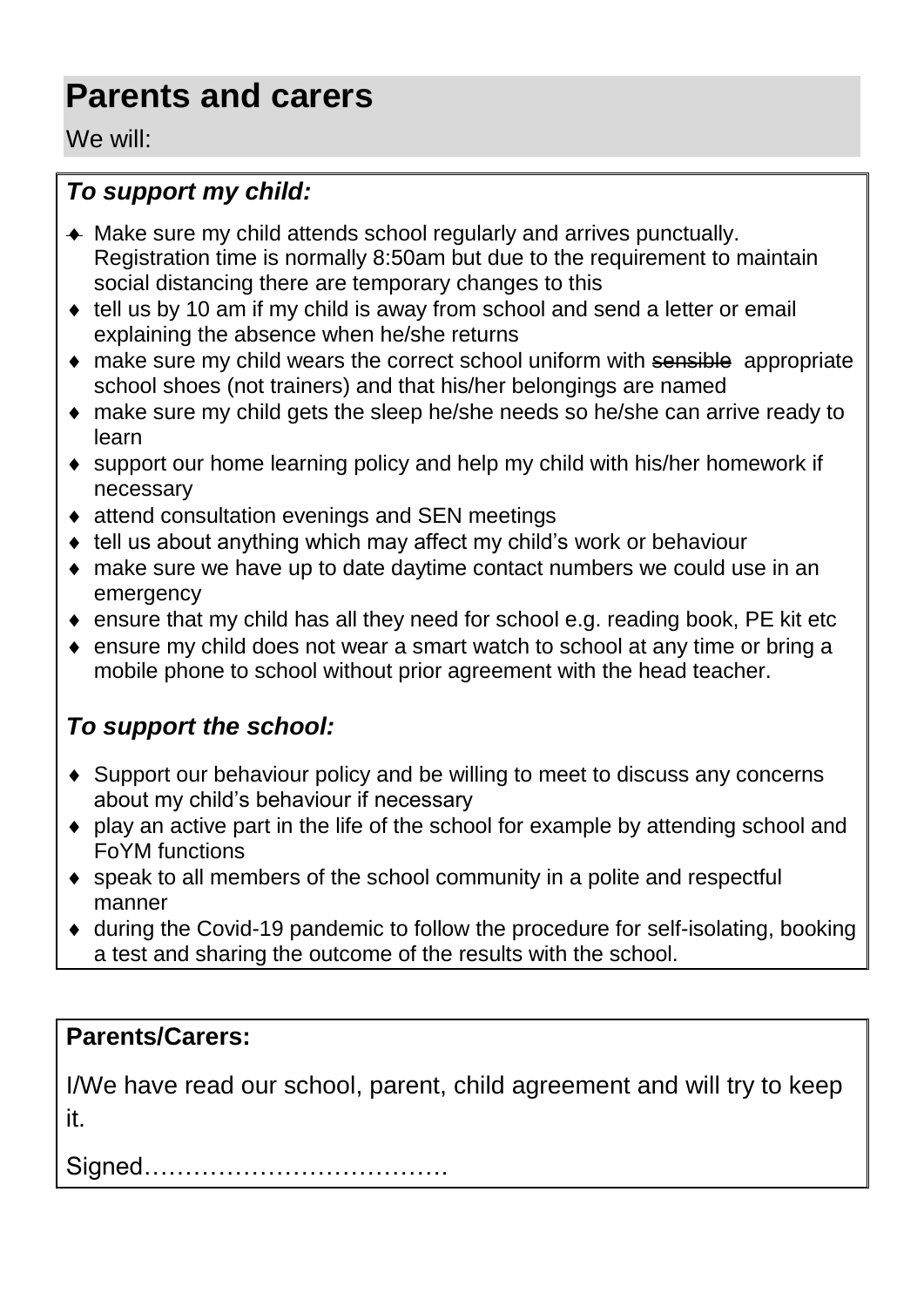# Parents and carers

We will:

### *To support my child:*

- Make sure my child attends school regularly and arrives punctually. Registration time is normally 8:50am but due to the requirement to maintain social distancing there are temporary changes to this
- tell us by 10 am if my child is away from school and send a letter or email explaining the absence when he/she returns
- make sure my child wears the correct school uniform with ~~sensible~~ appropriate school shoes (not trainers) and that his/her belongings are named
- make sure my child gets the sleep he/she needs so he/she can arrive ready to learn
- support our home learning policy and help my child with his/her homework if necessary
- attend consultation evenings and SEN meetings
- tell us about anything which may affect my child's work or behaviour
- make sure we have up to date daytime contact numbers we could use in an emergency
- ensure that my child has all they need for school e.g. reading book, PE kit etc
- ensure my child does not wear a smart watch to school at any time or bring a mobile phone to school without prior agreement with the head teacher.

### *To support the school:*

- Support our behaviour policy and be willing to meet to discuss any concerns about my child's behaviour if necessary
- play an active part in the life of the school for example by attending school and FoYM functions
- speak to all members of the school community in a polite and respectful manner
- during the Covid-19 pandemic to follow the procedure for self-isolating, booking a test and sharing the outcome of the results with the school.

**Parents/Carers:**

I/We have read our school, parent, child agreement and will try to keep it.

Signed……………………………….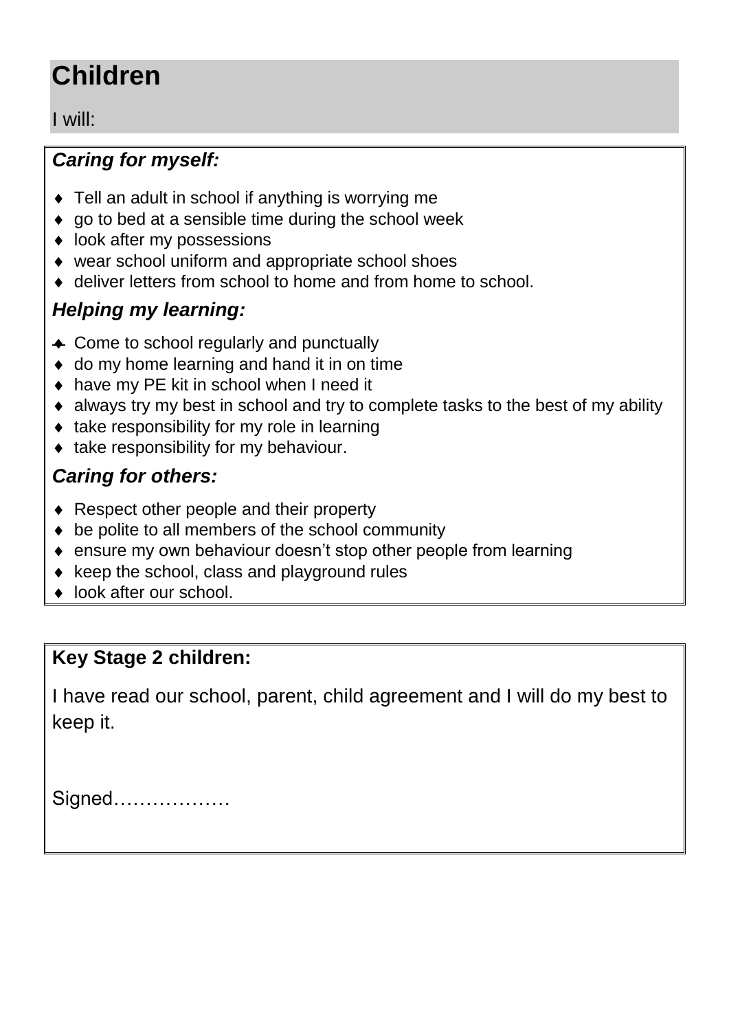# Children

I will:

### *Caring for myself:*

- Tell an adult in school if anything is worrying me
- go to bed at a sensible time during the school week
- look after my possessions
- wear school uniform and appropriate school shoes
- deliver letters from school to home and from home to school.

### *Helping my learning:*

- Come to school regularly and punctually
- do my home learning and hand it in on time
- have my PE kit in school when I need it
- always try my best in school and try to complete tasks to the best of my ability
- take responsibility for my role in learning
- take responsibility for my behaviour.

### *Caring for others:*

- Respect other people and their property
- be polite to all members of the school community
- ensure my own behaviour doesn't stop other people from learning
- keep the school, class and playground rules
- look after our school.

**Key Stage 2 children:**

I have read our school, parent, child agreement and I will do my best to keep it.

Signed………………